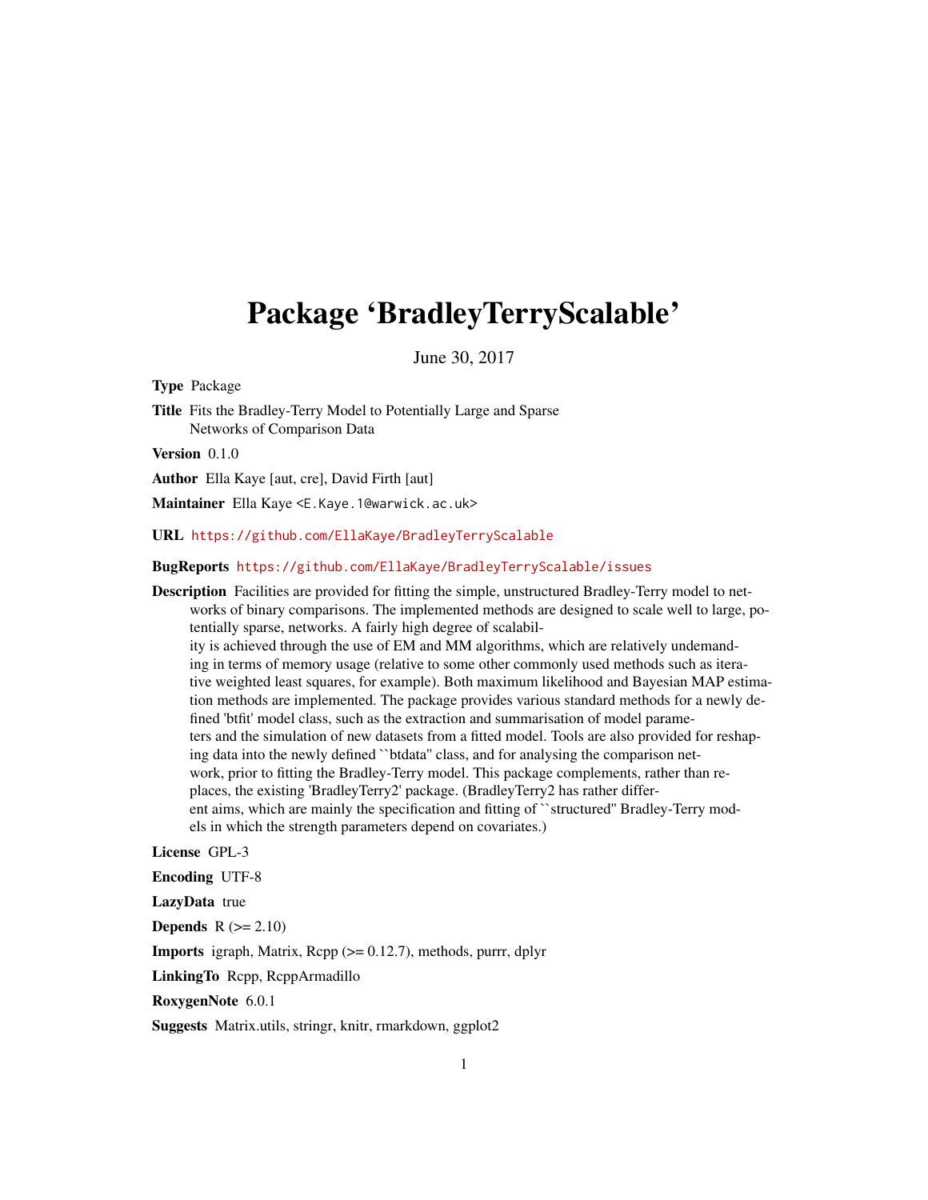# Package 'BradleyTerryScalable'

June 30, 2017

**Type** Package

**Title** Fits the Bradley-Terry Model to Potentially Large and Sparse Networks of Comparison Data

**Version** 0.1.0

**Author** Ella Kaye [aut, cre], David Firth [aut]

**Maintainer** Ella Kaye <E.Kaye.1@warwick.ac.uk>

**URL** https://github.com/EllaKaye/BradleyTerryScalable

**BugReports** https://github.com/EllaKaye/BradleyTerryScalable/issues

**Description** Facilities are provided for fitting the simple, unstructured Bradley-Terry model to networks of binary comparisons. The implemented methods are designed to scale well to large, potentially sparse, networks. A fairly high degree of scalability is achieved through the use of EM and MM algorithms, which are relatively undemanding in terms of memory usage (relative to some other commonly used methods such as iterative weighted least squares, for example). Both maximum likelihood and Bayesian MAP estimation methods are implemented. The package provides various standard methods for a newly defined 'btfit' model class, such as the extraction and summarisation of model parameters and the simulation of new datasets from a fitted model. Tools are also provided for reshaping data into the newly defined ``btdata'' class, and for analysing the comparison network, prior to fitting the Bradley-Terry model. This package complements, rather than replaces, the existing 'BradleyTerry2' package. (BradleyTerry2 has rather different aims, which are mainly the specification and fitting of ``structured'' Bradley-Terry models in which the strength parameters depend on covariates.)

**License** GPL-3

**Encoding** UTF-8

**LazyData** true

**Depends** R (>= 2.10)

**Imports** igraph, Matrix, Rcpp (>= 0.12.7), methods, purrr, dplyr

**LinkingTo** Rcpp, RcppArmadillo

**RoxygenNote** 6.0.1

**Suggests** Matrix.utils, stringr, knitr, rmarkdown, ggplot2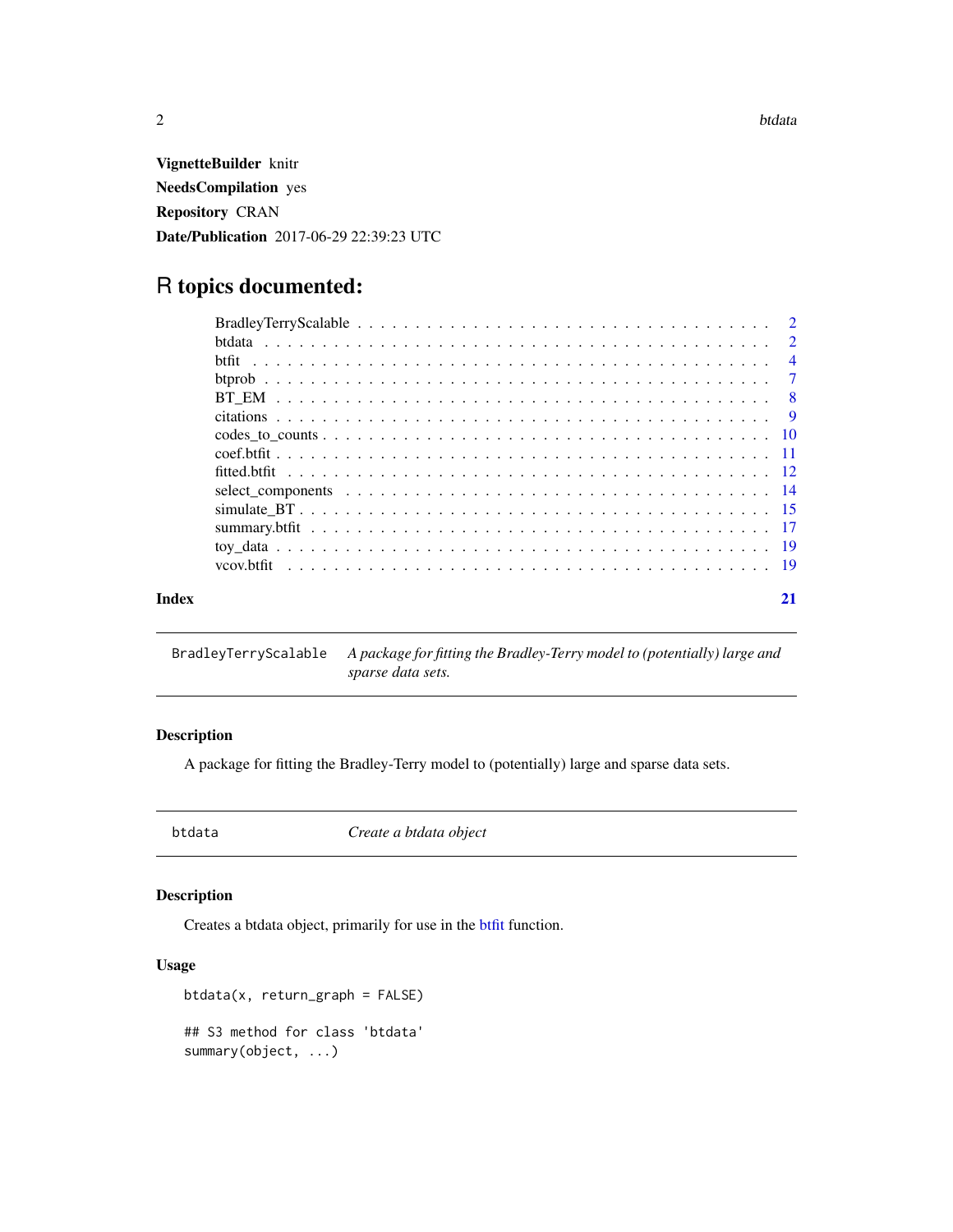**VignetteBuilder** knitr

**NeedsCompilation** yes

**Repository** CRAN

**Date/Publication** 2017-06-29 22:39:23 UTC

# R topics documented:

| | |
|---|---|
| BradleyTerryScalable | 2 |
| btdata | 2 |
| btfit | 4 |
| btprob | 7 |
| BT_EM | 8 |
| citations | 9 |
| codes_to_counts | 10 |
| coef.btfit | 11 |
| fitted.btfit | 12 |
| select_components | 14 |
| simulate_BT | 15 |
| summary.btfit | 17 |
| toy_data | 19 |
| vcov.btfit | 19 |

**Index** **21**

---

`BradleyTerryScalable` *A package for fitting the Bradley-Terry model to (potentially) large and sparse data sets.*

---

### Description

A package for fitting the Bradley-Terry model to (potentially) large and sparse data sets.

---

`btdata` *Create a btdata object*

---

### Description

Creates a btdata object, primarily for use in the btfit function.

### Usage

```
btdata(x, return_graph = FALSE)

## S3 method for class 'btdata'
summary(object, ...)
```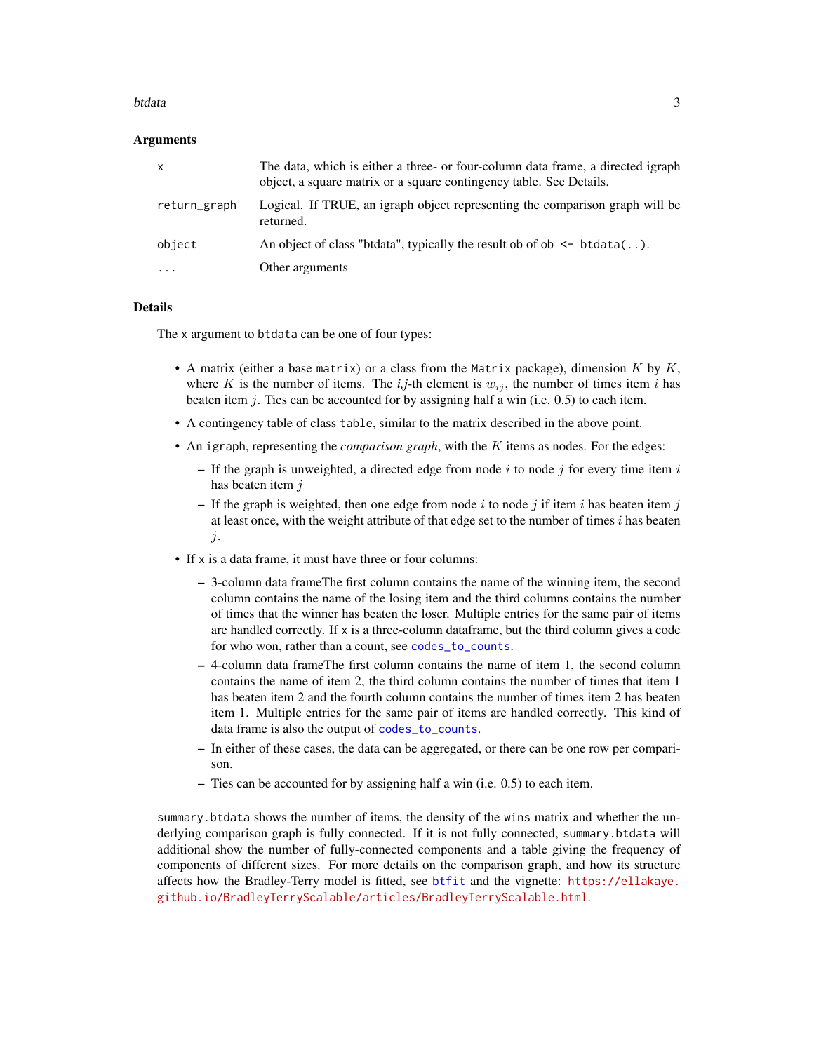### Arguments

| | |
|---|---|
| `x` | The data, which is either a three- or four-column data frame, a directed igraph object, a square matrix or a square contingency table. See Details. |
| `return_graph` | Logical. If TRUE, an igraph object representing the comparison graph will be returned. |
| `object` | An object of class "btdata", typically the result ob of `ob <- btdata(..)`. |
| `...` | Other arguments |

### Details

The `x` argument to `btdata` can be one of four types:

- A matrix (either a base `matrix`) or a class from the `Matrix` package), dimension $K$ by $K$, where $K$ is the number of items. The *i,j*-th element is $w_{ij}$, the number of times item $i$ has beaten item $j$. Ties can be accounted for by assigning half a win (i.e. 0.5) to each item.
- A contingency table of class `table`, similar to the matrix described in the above point.
- An `igraph`, representing the *comparison graph*, with the $K$ items as nodes. For the edges:
  - If the graph is unweighted, a directed edge from node $i$ to node $j$ for every time item $i$ has beaten item $j$
  - If the graph is weighted, then one edge from node $i$ to node $j$ if item $i$ has beaten item $j$ at least once, with the weight attribute of that edge set to the number of times $i$ has beaten $j$.
- If `x` is a data frame, it must have three or four columns:
  - 3-column data frameThe first column contains the name of the winning item, the second column contains the name of the losing item and the third columns contains the number of times that the winner has beaten the loser. Multiple entries for the same pair of items are handled correctly. If `x` is a three-column dataframe, but the third column gives a code for who won, rather than a count, see `codes_to_counts`.
  - 4-column data frameThe first column contains the name of item 1, the second column contains the name of item 2, the third column contains the number of times that item 1 has beaten item 2 and the fourth column contains the number of times item 2 has beaten item 1. Multiple entries for the same pair of items are handled correctly. This kind of data frame is also the output of `codes_to_counts`.
  - In either of these cases, the data can be aggregated, or there can be one row per comparison.
  - Ties can be accounted for by assigning half a win (i.e. 0.5) to each item.

`summary.btdata` shows the number of items, the density of the `wins` matrix and whether the underlying comparison graph is fully connected. If it is not fully connected, `summary.btdata` will additional show the number of fully-connected components and a table giving the frequency of components of different sizes. For more details on the comparison graph, and how its structure affects how the Bradley-Terry model is fitted, see `btfit` and the vignette: https://ellakaye.github.io/BradleyTerryScalable/articles/BradleyTerryScalable.html.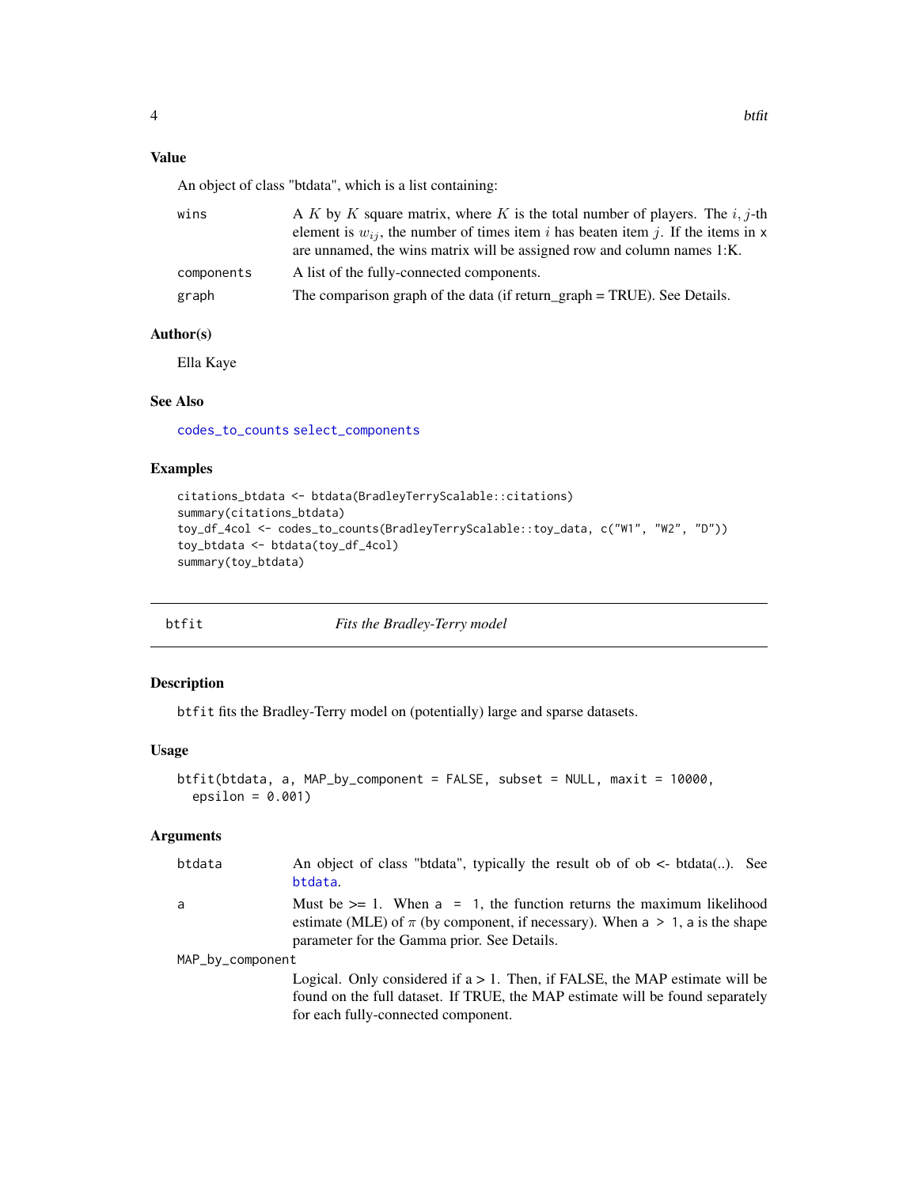### Value

An object of class "btdata", which is a list containing:

| | |
|---|---|
| `wins` | A $K$ by $K$ square matrix, where $K$ is the total number of players. The $i, j$-th element is $w_{ij}$, the number of times item $i$ has beaten item $j$. If the items in `x` are unnamed, the wins matrix will be assigned row and column names 1:K. |
| `components` | A list of the fully-connected components. |
| `graph` | The comparison graph of the data (if return_graph = TRUE). See Details. |

### Author(s)

Ella Kaye

### See Also

`codes_to_counts` `select_components`

### Examples

```
citations_btdata <- btdata(BradleyTerryScalable::citations)
summary(citations_btdata)
toy_df_4col <- codes_to_counts(BradleyTerryScalable::toy_data, c("W1", "W2", "D"))
toy_btdata <- btdata(toy_df_4col)
summary(toy_btdata)
```

---

## btfit — *Fits the Bradley-Terry model*

### Description

`btfit` fits the Bradley-Terry model on (potentially) large and sparse datasets.

### Usage

```
btfit(btdata, a, MAP_by_component = FALSE, subset = NULL, maxit = 10000,
  epsilon = 0.001)
```

### Arguments

| | |
|---|---|
| `btdata` | An object of class "btdata", typically the result ob of ob <- btdata(..). See `btdata`. |
| `a` | Must be >= 1. When `a = 1`, the function returns the maximum likelihood estimate (MLE) of $\pi$ (by component, if necessary). When `a > 1`, `a` is the shape parameter for the Gamma prior. See Details. |
| `MAP_by_component` | Logical. Only considered if a > 1. Then, if FALSE, the MAP estimate will be found on the full dataset. If TRUE, the MAP estimate will be found separately for each fully-connected component. |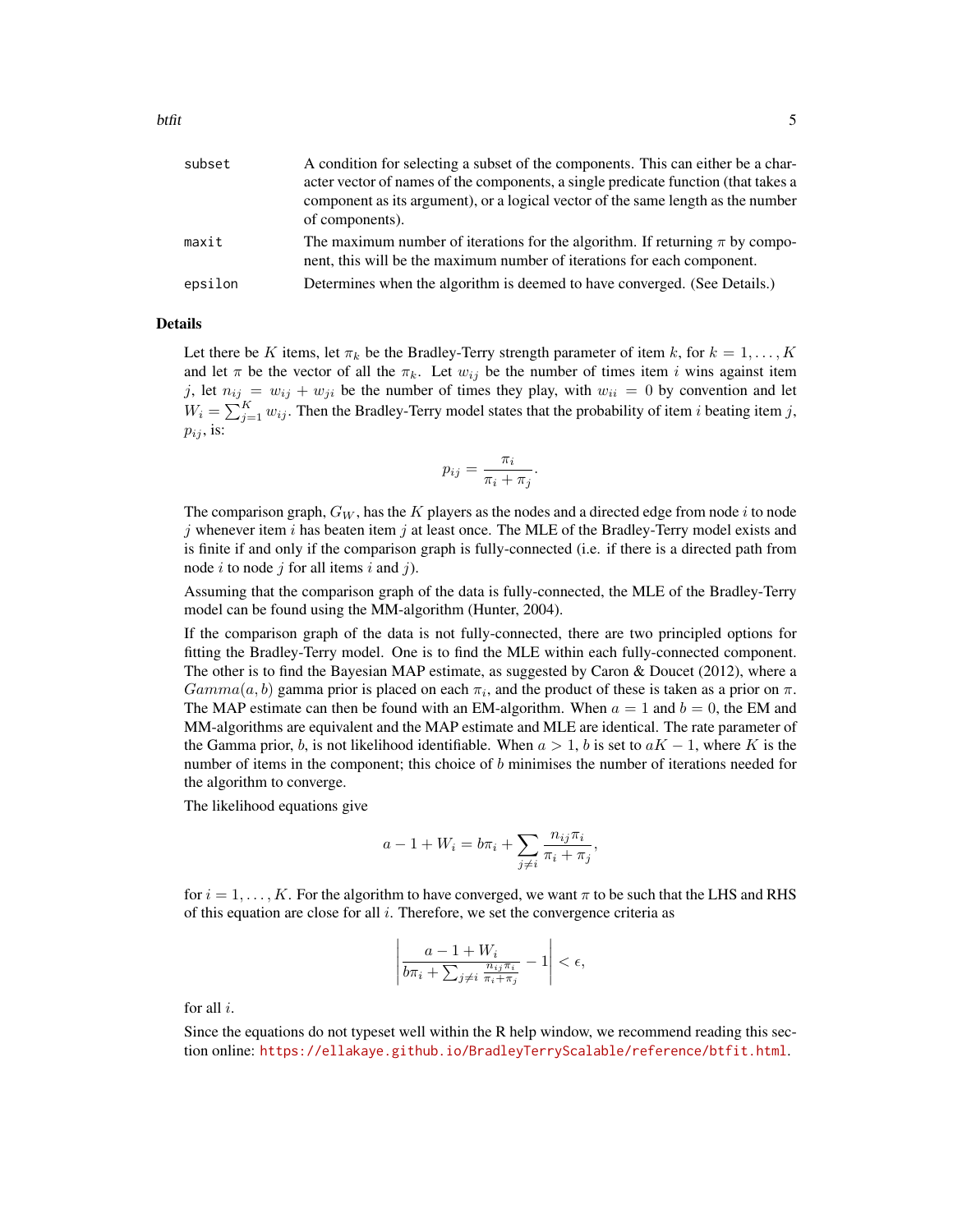| | |
|---|---|
| subset | A condition for selecting a subset of the components. This can either be a character vector of names of the components, a single predicate function (that takes a component as its argument), or a logical vector of the same length as the number of components). |
| maxit | The maximum number of iterations for the algorithm. If returning $\pi$ by component, this will be the maximum number of iterations for each component. |
| epsilon | Determines when the algorithm is deemed to have converged. (See Details.) |

## Details

Let there be $K$ items, let $\pi_k$ be the Bradley-Terry strength parameter of item $k$, for $k = 1, \ldots, K$ and let $\pi$ be the vector of all the $\pi_k$. Let $w_{ij}$ be the number of times item $i$ wins against item $j$, let $n_{ij} = w_{ij} + w_{ji}$ be the number of times they play, with $w_{ii} = 0$ by convention and let $W_i = \sum_{j=1}^{K} w_{ij}$. Then the Bradley-Terry model states that the probability of item $i$ beating item $j$, $p_{ij}$, is:

$$p_{ij} = \frac{\pi_i}{\pi_i + \pi_j}.$$

The comparison graph, $G_W$, has the $K$ players as the nodes and a directed edge from node $i$ to node $j$ whenever item $i$ has beaten item $j$ at least once. The MLE of the Bradley-Terry model exists and is finite if and only if the comparison graph is fully-connected (i.e. if there is a directed path from node $i$ to node $j$ for all items $i$ and $j$).

Assuming that the comparison graph of the data is fully-connected, the MLE of the Bradley-Terry model can be found using the MM-algorithm (Hunter, 2004).

If the comparison graph of the data is not fully-connected, there are two principled options for fitting the Bradley-Terry model. One is to find the MLE within each fully-connected component. The other is to find the Bayesian MAP estimate, as suggested by Caron & Doucet (2012), where a $Gamma(a, b)$ gamma prior is placed on each $\pi_i$, and the product of these is taken as a prior on $\pi$. The MAP estimate can then be found with an EM-algorithm. When $a = 1$ and $b = 0$, the EM and MM-algorithms are equivalent and the MAP estimate and MLE are identical. The rate parameter of the Gamma prior, $b$, is not likelihood identifiable. When $a > 1$, $b$ is set to $aK - 1$, where $K$ is the number of items in the component; this choice of $b$ minimises the number of iterations needed for the algorithm to converge.

The likelihood equations give

$$a - 1 + W_i = b\pi_i + \sum_{j \neq i} \frac{n_{ij}\pi_i}{\pi_i + \pi_j},$$

for $i = 1, \ldots, K$. For the algorithm to have converged, we want $\pi$ to be such that the LHS and RHS of this equation are close for all $i$. Therefore, we set the convergence criteria as

$$\left| \frac{a - 1 + W_i}{b\pi_i + \sum_{j \neq i} \frac{n_{ij}\pi_i}{\pi_i + \pi_j}} - 1 \right| < \epsilon,$$

for all $i$.

Since the equations do not typeset well within the R help window, we recommend reading this section online: https://ellakaye.github.io/BradleyTerryScalable/reference/btfit.html.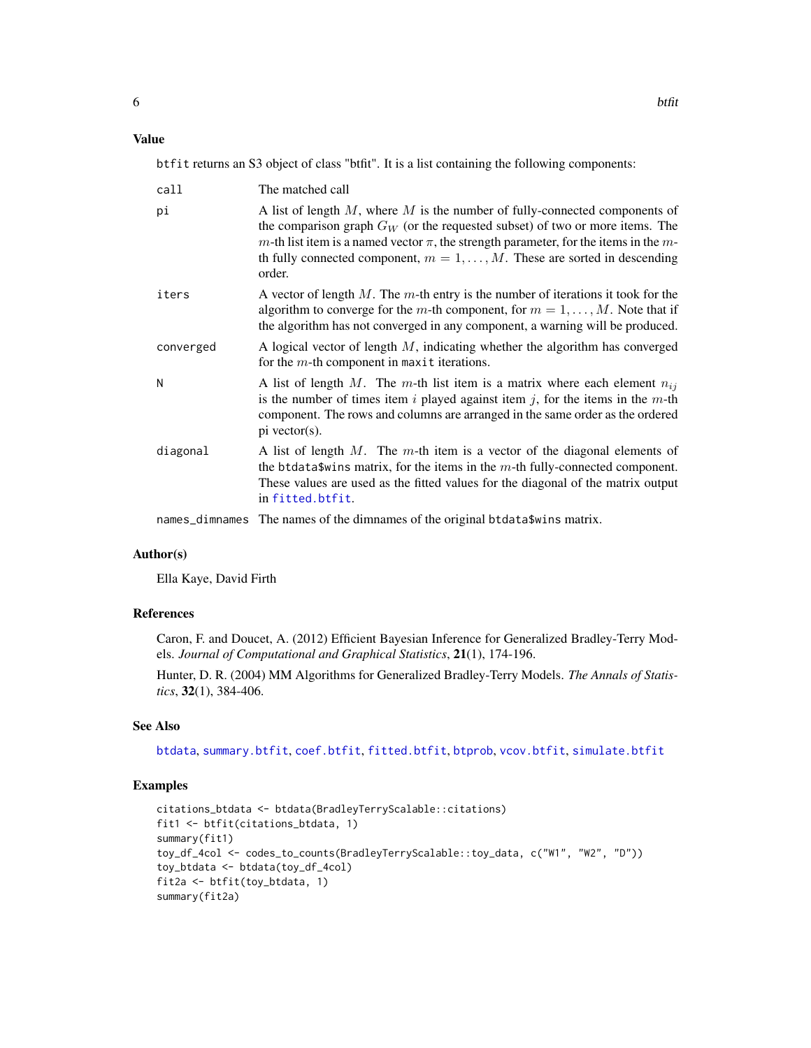## Value

btfit returns an S3 object of class "btfit". It is a list containing the following components:

| | |
|---|---|
| call | The matched call |
| pi | A list of length $M$, where $M$ is the number of fully-connected components of the comparison graph $G_W$ (or the requested subset) of two or more items. The $m$-th list item is a named vector $\pi$, the strength parameter, for the items in the $m$-th fully connected component, $m = 1, \ldots, M$. These are sorted in descending order. |
| iters | A vector of length $M$. The $m$-th entry is the number of iterations it took for the algorithm to converge for the $m$-th component, for $m = 1, \ldots, M$. Note that if the algorithm has not converged in any component, a warning will be produced. |
| converged | A logical vector of length $M$, indicating whether the algorithm has converged for the $m$-th component in maxit iterations. |
| N | A list of length $M$. The $m$-th list item is a matrix where each element $n_{ij}$ is the number of times item $i$ played against item $j$, for the items in the $m$-th component. The rows and columns are arranged in the same order as the ordered pi vector(s). |
| diagonal | A list of length $M$. The $m$-th item is a vector of the diagonal elements of the btdata$wins matrix, for the items in the $m$-th fully-connected component. These values are used as the fitted values for the diagonal of the matrix output in fitted.btfit. |
| names_dimnames | The names of the dimnames of the original btdata$wins matrix. |

## Author(s)

Ella Kaye, David Firth

## References

Caron, F. and Doucet, A. (2012) Efficient Bayesian Inference for Generalized Bradley-Terry Models. *Journal of Computational and Graphical Statistics*, **21**(1), 174-196.

Hunter, D. R. (2004) MM Algorithms for Generalized Bradley-Terry Models. *The Annals of Statistics*, **32**(1), 384-406.

## See Also

btdata, summary.btfit, coef.btfit, fitted.btfit, btprob, vcov.btfit, simulate.btfit

## Examples

```
citations_btdata <- btdata(BradleyTerryScalable::citations)
fit1 <- btfit(citations_btdata, 1)
summary(fit1)
toy_df_4col <- codes_to_counts(BradleyTerryScalable::toy_data, c("W1", "W2", "D"))
toy_btdata <- btdata(toy_df_4col)
fit2a <- btfit(toy_btdata, 1)
summary(fit2a)
```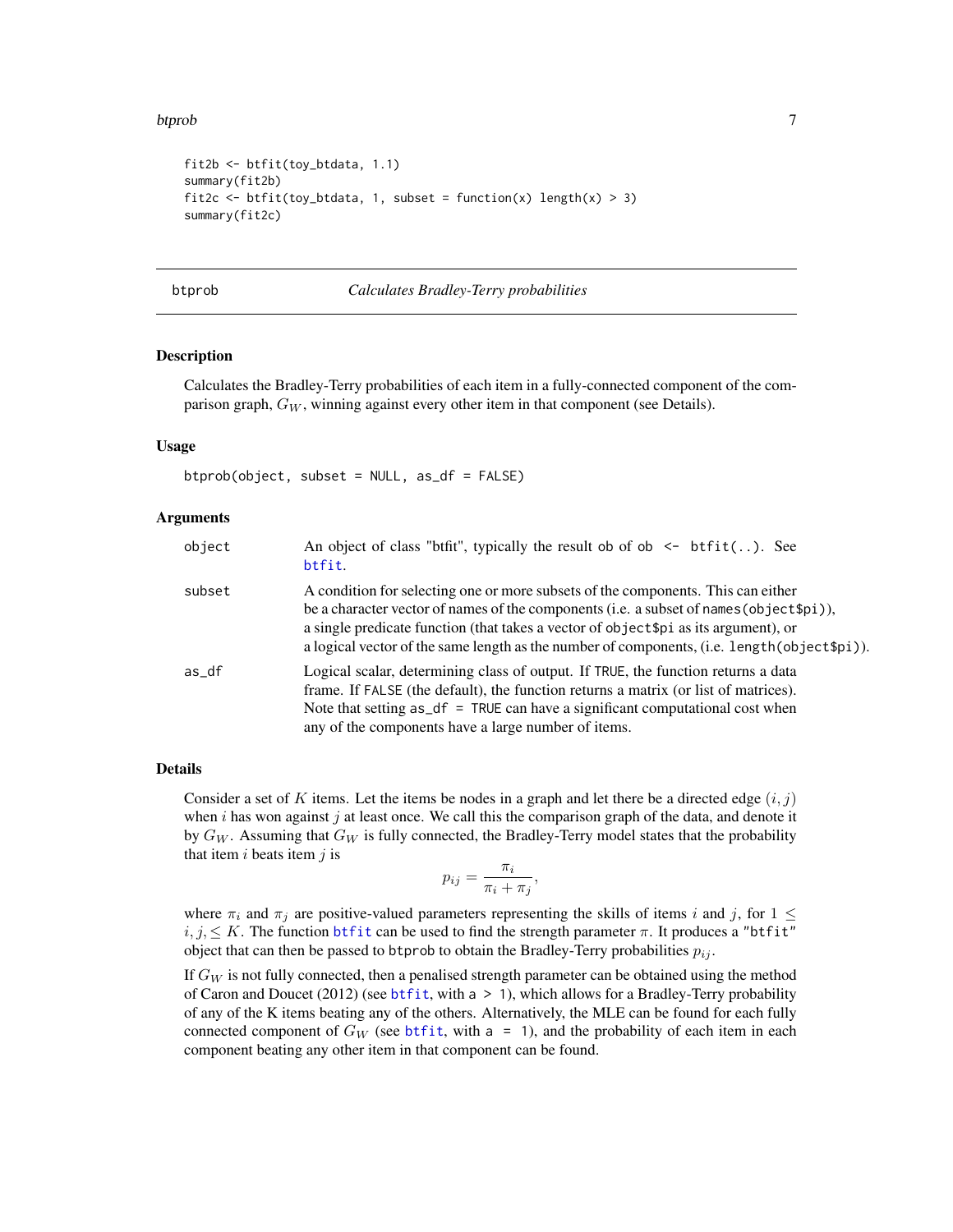```
fit2b <- btfit(toy_btdata, 1.1)
summary(fit2b)
fit2c <- btfit(toy_btdata, 1, subset = function(x) length(x) > 3)
summary(fit2c)
```

---

## btprob — *Calculates Bradley-Terry probabilities*

### Description

Calculates the Bradley-Terry probabilities of each item in a fully-connected component of the comparison graph, $G_W$, winning against every other item in that component (see Details).

### Usage

```
btprob(object, subset = NULL, as_df = FALSE)
```

### Arguments

| | |
|---|---|
| `object` | An object of class "btfit", typically the result `ob` of `ob <- btfit(..)`. See `btfit`. |
| `subset` | A condition for selecting one or more subsets of the components. This can either be a character vector of names of the components (i.e. a subset of `names(object$pi)`), a single predicate function (that takes a vector of `object$pi` as its argument), or a logical vector of the same length as the number of components, (i.e. `length(object$pi)`). |
| `as_df` | Logical scalar, determining class of output. If `TRUE`, the function returns a data frame. If `FALSE` (the default), the function returns a matrix (or list of matrices). Note that setting `as_df = TRUE` can have a significant computational cost when any of the components have a large number of items. |

### Details

Consider a set of $K$ items. Let the items be nodes in a graph and let there be a directed edge $(i, j)$ when $i$ has won against $j$ at least once. We call this the comparison graph of the data, and denote it by $G_W$. Assuming that $G_W$ is fully connected, the Bradley-Terry model states that the probability that item $i$ beats item $j$ is

$$p_{ij} = \frac{\pi_i}{\pi_i + \pi_j},$$

where $\pi_i$ and $\pi_j$ are positive-valued parameters representing the skills of items $i$ and $j$, for $1 \leq i, j, \leq K$. The function `btfit` can be used to find the strength parameter $\pi$. It produces a `"btfit"` object that can then be passed to `btprob` to obtain the Bradley-Terry probabilities $p_{ij}$.

If $G_W$ is not fully connected, then a penalised strength parameter can be obtained using the method of Caron and Doucet (2012) (see `btfit`, with `a > 1`), which allows for a Bradley-Terry probability of any of the K items beating any of the others. Alternatively, the MLE can be found for each fully connected component of $G_W$ (see `btfit`, with `a = 1`), and the probability of each item in each component beating any other item in that component can be found.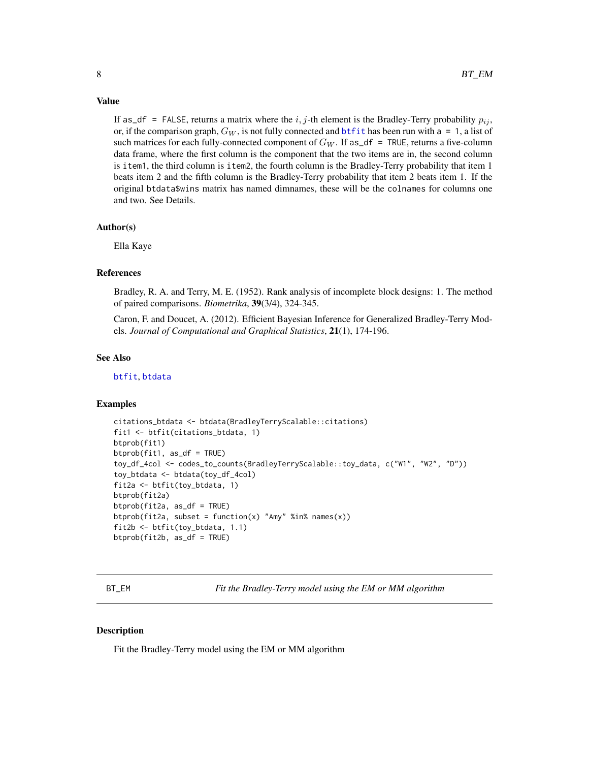## Value

If `as_df = FALSE`, returns a matrix where the $i, j$-th element is the Bradley-Terry probability $p_{ij}$, or, if the comparison graph, $G_W$, is not fully connected and `btfit` has been run with `a = 1`, a list of such matrices for each fully-connected component of $G_W$. If `as_df = TRUE`, returns a five-column data frame, where the first column is the component that the two items are in, the second column is `item1`, the third column is `item2`, the fourth column is the Bradley-Terry probability that item 1 beats item 2 and the fifth column is the Bradley-Terry probability that item 2 beats item 1. If the original `btdata$wins` matrix has named dimnames, these will be the `colnames` for columns one and two. See Details.

## Author(s)

Ella Kaye

## References

Bradley, R. A. and Terry, M. E. (1952). Rank analysis of incomplete block designs: 1. The method of paired comparisons. *Biometrika*, **39**(3/4), 324-345.

Caron, F. and Doucet, A. (2012). Efficient Bayesian Inference for Generalized Bradley-Terry Models. *Journal of Computational and Graphical Statistics*, **21**(1), 174-196.

## See Also

`btfit`, `btdata`

## Examples

```
citations_btdata <- btdata(BradleyTerryScalable::citations)
fit1 <- btfit(citations_btdata, 1)
btprob(fit1)
btprob(fit1, as_df = TRUE)
toy_df_4col <- codes_to_counts(BradleyTerryScalable::toy_data, c("W1", "W2", "D"))
toy_btdata <- btdata(toy_df_4col)
fit2a <- btfit(toy_btdata, 1)
btprob(fit2a)
btprob(fit2a, as_df = TRUE)
btprob(fit2a, subset = function(x) "Amy" %in% names(x))
fit2b <- btfit(toy_btdata, 1.1)
btprob(fit2b, as_df = TRUE)
```

---

# BT_EM — *Fit the Bradley-Terry model using the EM or MM algorithm*

## Description

Fit the Bradley-Terry model using the EM or MM algorithm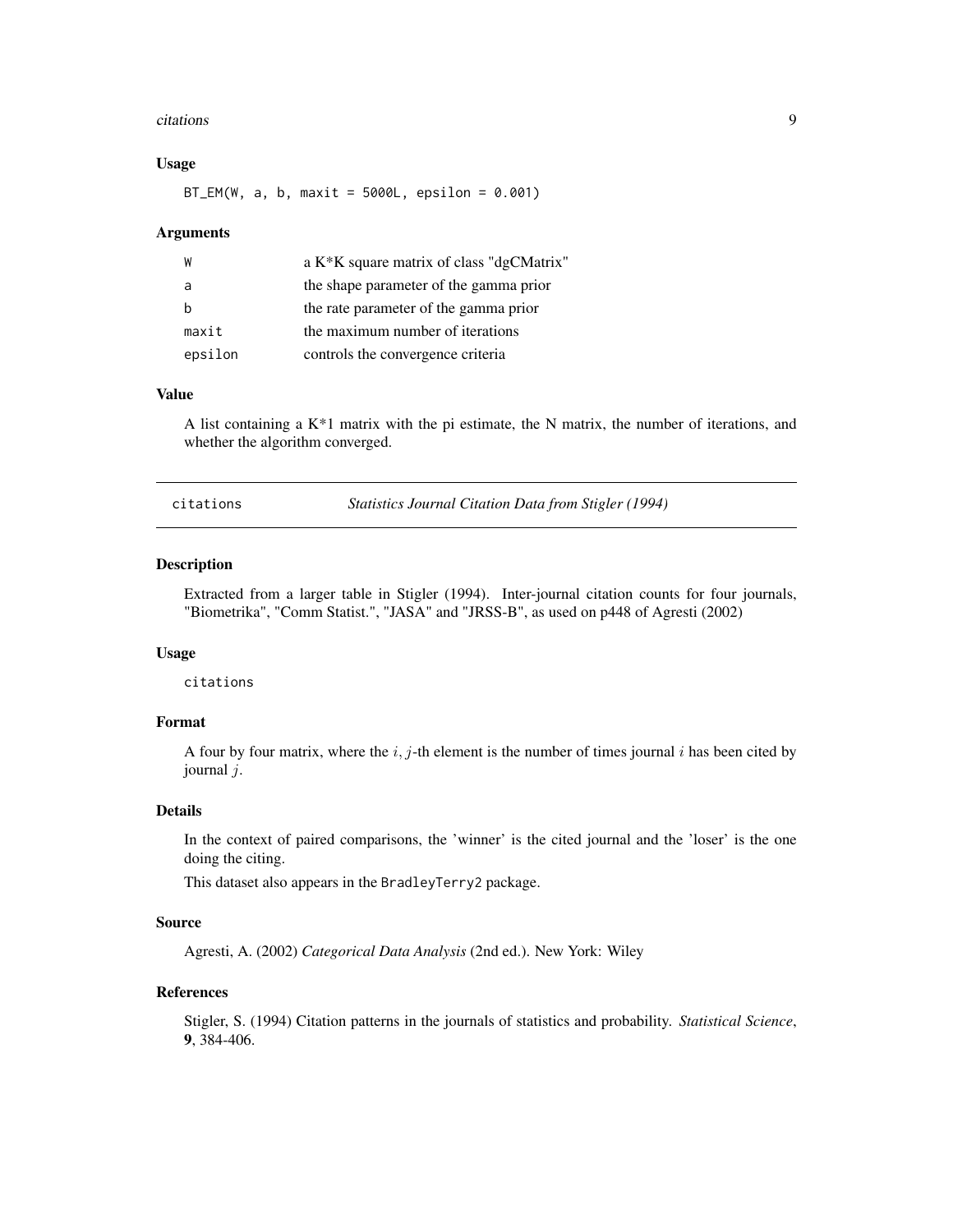### Usage

```
BT_EM(W, a, b, maxit = 5000L, epsilon = 0.001)
```

### Arguments

| | |
|---|---|
| W | a K*K square matrix of class "dgCMatrix" |
| a | the shape parameter of the gamma prior |
| b | the rate parameter of the gamma prior |
| maxit | the maximum number of iterations |
| epsilon | controls the convergence criteria |

### Value

A list containing a K*1 matrix with the pi estimate, the N matrix, the number of iterations, and whether the algorithm converged.

---

## citations — *Statistics Journal Citation Data from Stigler (1994)*

---

### Description

Extracted from a larger table in Stigler (1994). Inter-journal citation counts for four journals, "Biometrika", "Comm Statist.", "JASA" and "JRSS-B", as used on p448 of Agresti (2002)

### Usage

```
citations
```

### Format

A four by four matrix, where the $i, j$-th element is the number of times journal $i$ has been cited by journal $j$.

### Details

In the context of paired comparisons, the 'winner' is the cited journal and the 'loser' is the one doing the citing.

This dataset also appears in the BradleyTerry2 package.

### Source

Agresti, A. (2002) *Categorical Data Analysis* (2nd ed.). New York: Wiley

### References

Stigler, S. (1994) Citation patterns in the journals of statistics and probability. *Statistical Science*, **9**, 384-406.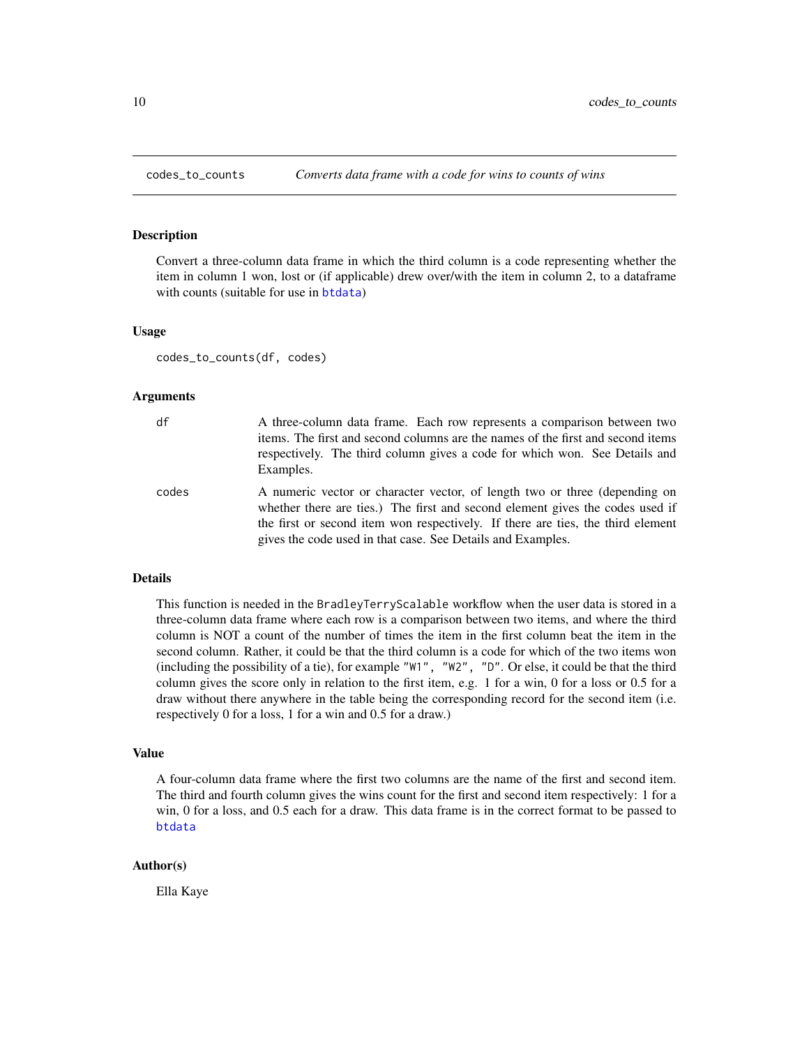## codes_to_counts — *Converts data frame with a code for wins to counts of wins*

### Description

Convert a three-column data frame in which the third column is a code representing whether the item in column 1 won, lost or (if applicable) drew over/with the item in column 2, to a dataframe with counts (suitable for use in `btdata`)

### Usage

```
codes_to_counts(df, codes)
```

### Arguments

| | |
|---|---|
| `df` | A three-column data frame. Each row represents a comparison between two items. The first and second columns are the names of the first and second items respectively. The third column gives a code for which won. See Details and Examples. |
| `codes` | A numeric vector or character vector, of length two or three (depending on whether there are ties.) The first and second element gives the codes used if the first or second item won respectively. If there are ties, the third element gives the code used in that case. See Details and Examples. |

### Details

This function is needed in the `BradleyTerryScalable` workflow when the user data is stored in a three-column data frame where each row is a comparison between two items, and where the third column is NOT a count of the number of times the item in the first column beat the item in the second column. Rather, it could be that the third column is a code for which of the two items won (including the possibility of a tie), for example `"W1", "W2", "D"`. Or else, it could be that the third column gives the score only in relation to the first item, e.g. 1 for a win, 0 for a loss or 0.5 for a draw without there anywhere in the table being the corresponding record for the second item (i.e. respectively 0 for a loss, 1 for a win and 0.5 for a draw.)

### Value

A four-column data frame where the first two columns are the name of the first and second item. The third and fourth column gives the wins count for the first and second item respectively: 1 for a win, 0 for a loss, and 0.5 each for a draw. This data frame is in the correct format to be passed to `btdata`

### Author(s)

Ella Kaye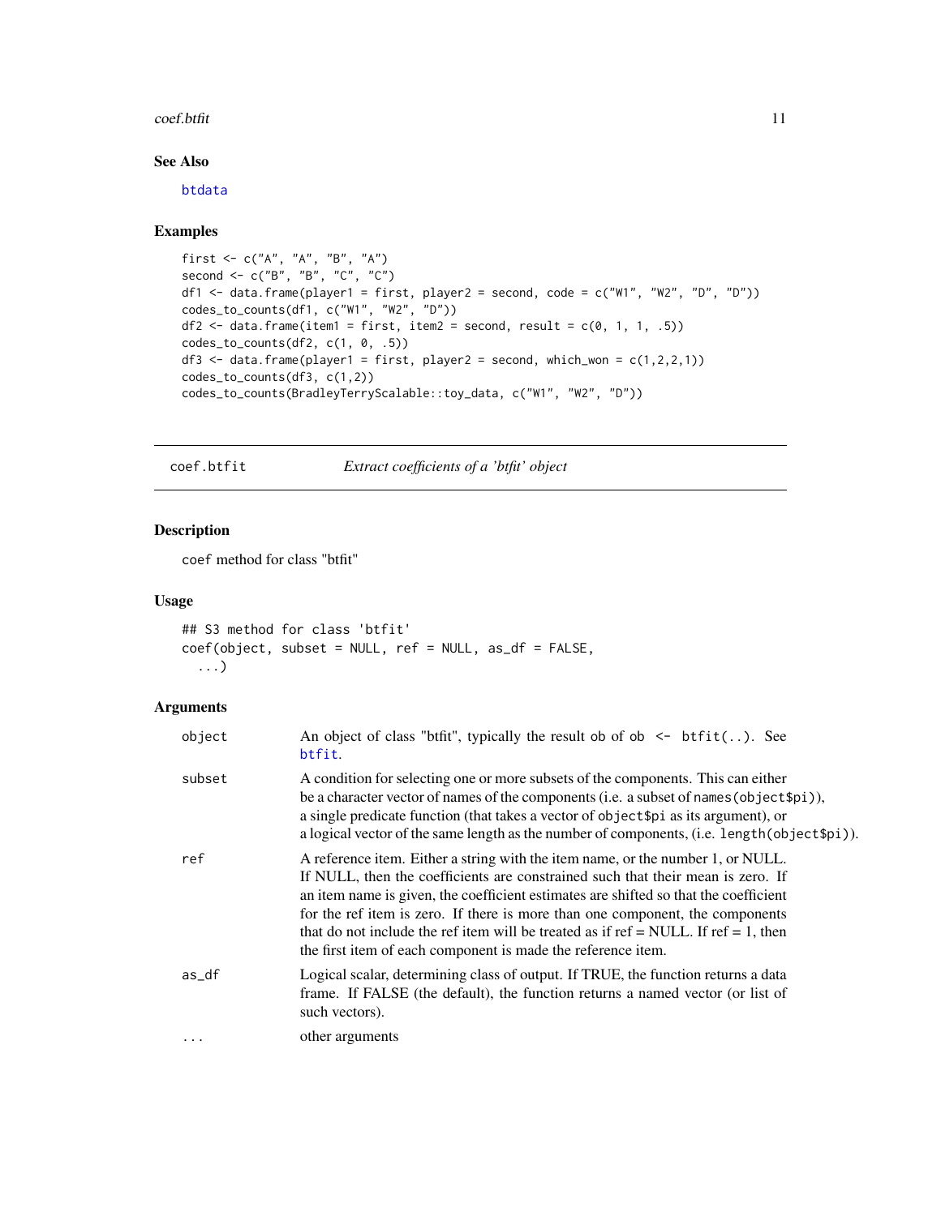## See Also

btdata

## Examples

```
first <- c("A", "A", "B", "A")
second <- c("B", "B", "C", "C")
df1 <- data.frame(player1 = first, player2 = second, code = c("W1", "W2", "D", "D"))
codes_to_counts(df1, c("W1", "W2", "D"))
df2 <- data.frame(item1 = first, item2 = second, result = c(0, 1, 1, .5))
codes_to_counts(df2, c(1, 0, .5))
df3 <- data.frame(player1 = first, player2 = second, which_won = c(1,2,2,1))
codes_to_counts(df3, c(1,2))
codes_to_counts(BradleyTerryScalable::toy_data, c("W1", "W2", "D"))
```

---

# coef.btfit — *Extract coefficients of a 'btfit' object*

## Description

coef method for class "btfit"

## Usage

```
## S3 method for class 'btfit'
coef(object, subset = NULL, ref = NULL, as_df = FALSE,
  ...)
```

## Arguments

| | |
|---|---|
| object | An object of class "btfit", typically the result ob of ob <- btfit(..). See btfit. |
| subset | A condition for selecting one or more subsets of the components. This can either be a character vector of names of the components (i.e. a subset of names(object$pi)), a single predicate function (that takes a vector of object$pi as its argument), or a logical vector of the same length as the number of components, (i.e. length(object$pi)). |
| ref | A reference item. Either a string with the item name, or the number 1, or NULL. If NULL, then the coefficients are constrained such that their mean is zero. If an item name is given, the coefficient estimates are shifted so that the coefficient for the ref item is zero. If there is more than one component, the components that do not include the ref item will be treated as if ref = NULL. If ref = 1, then the first item of each component is made the reference item. |
| as_df | Logical scalar, determining class of output. If TRUE, the function returns a data frame. If FALSE (the default), the function returns a named vector (or list of such vectors). |
| ... | other arguments |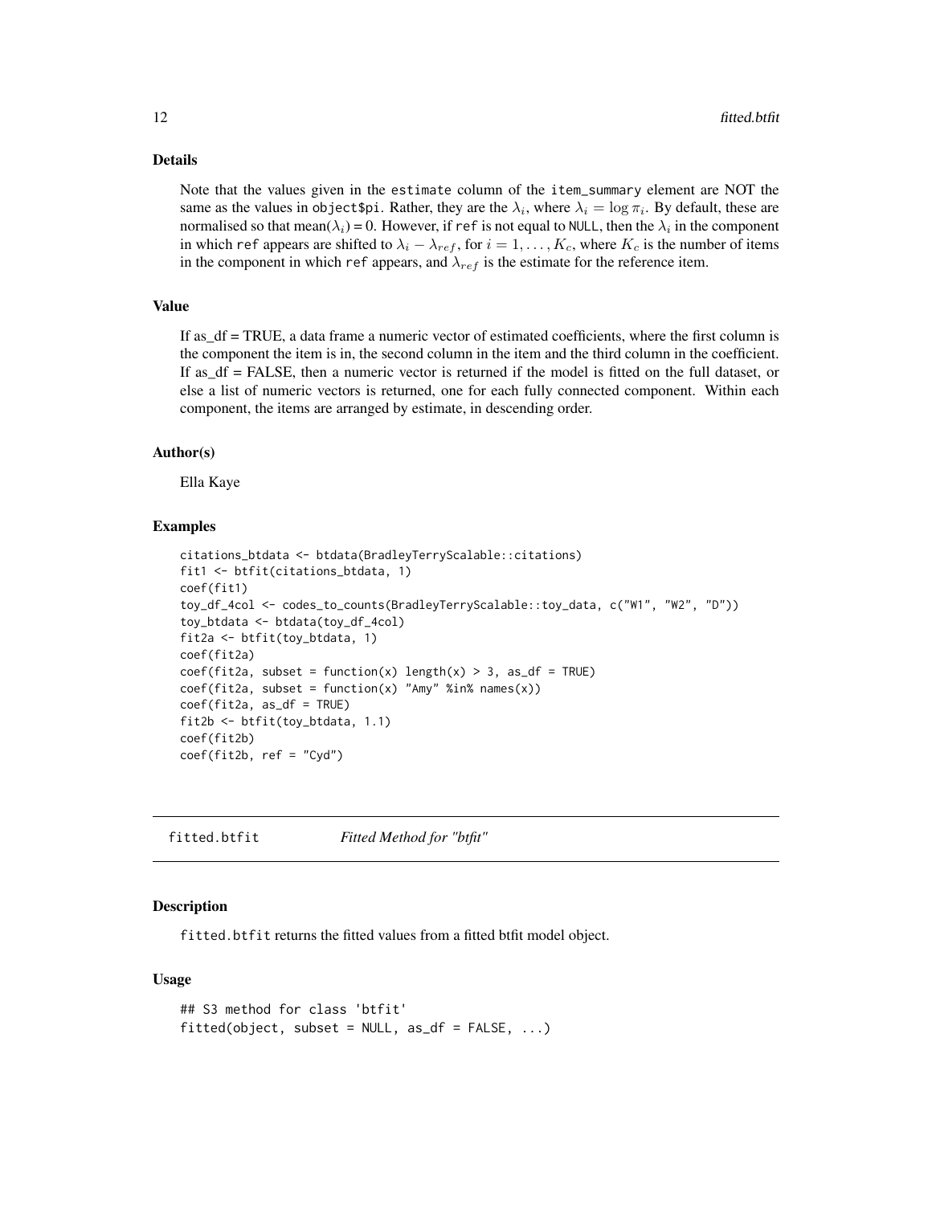### Details

Note that the values given in the `estimate` column of the `item_summary` element are NOT the same as the values in `object$pi`. Rather, they are the $\lambda_i$, where $\lambda_i = \log \pi_i$. By default, these are normalised so that mean($\lambda_i$) = 0. However, if `ref` is not equal to `NULL`, then the $\lambda_i$ in the component in which `ref` appears are shifted to $\lambda_i - \lambda_{ref}$, for $i = 1, \ldots, K_c$, where $K_c$ is the number of items in the component in which `ref` appears, and $\lambda_{ref}$ is the estimate for the reference item.

### Value

If as_df = TRUE, a data frame a numeric vector of estimated coefficients, where the first column is the component the item is in, the second column in the item and the third column in the coefficient. If as_df = FALSE, then a numeric vector is returned if the model is fitted on the full dataset, or else a list of numeric vectors is returned, one for each fully connected component. Within each component, the items are arranged by estimate, in descending order.

### Author(s)

Ella Kaye

### Examples

```
citations_btdata <- btdata(BradleyTerryScalable::citations)
fit1 <- btfit(citations_btdata, 1)
coef(fit1)
toy_df_4col <- codes_to_counts(BradleyTerryScalable::toy_data, c("W1", "W2", "D"))
toy_btdata <- btdata(toy_df_4col)
fit2a <- btfit(toy_btdata, 1)
coef(fit2a)
coef(fit2a, subset = function(x) length(x) > 3, as_df = TRUE)
coef(fit2a, subset = function(x) "Amy" %in% names(x))
coef(fit2a, as_df = TRUE)
fit2b <- btfit(toy_btdata, 1.1)
coef(fit2b)
coef(fit2b, ref = "Cyd")
```

---

## fitted.btfit *Fitted Method for "btfit"*

### Description

`fitted.btfit` returns the fitted values from a fitted btfit model object.

### Usage

```
## S3 method for class 'btfit'
fitted(object, subset = NULL, as_df = FALSE, ...)
```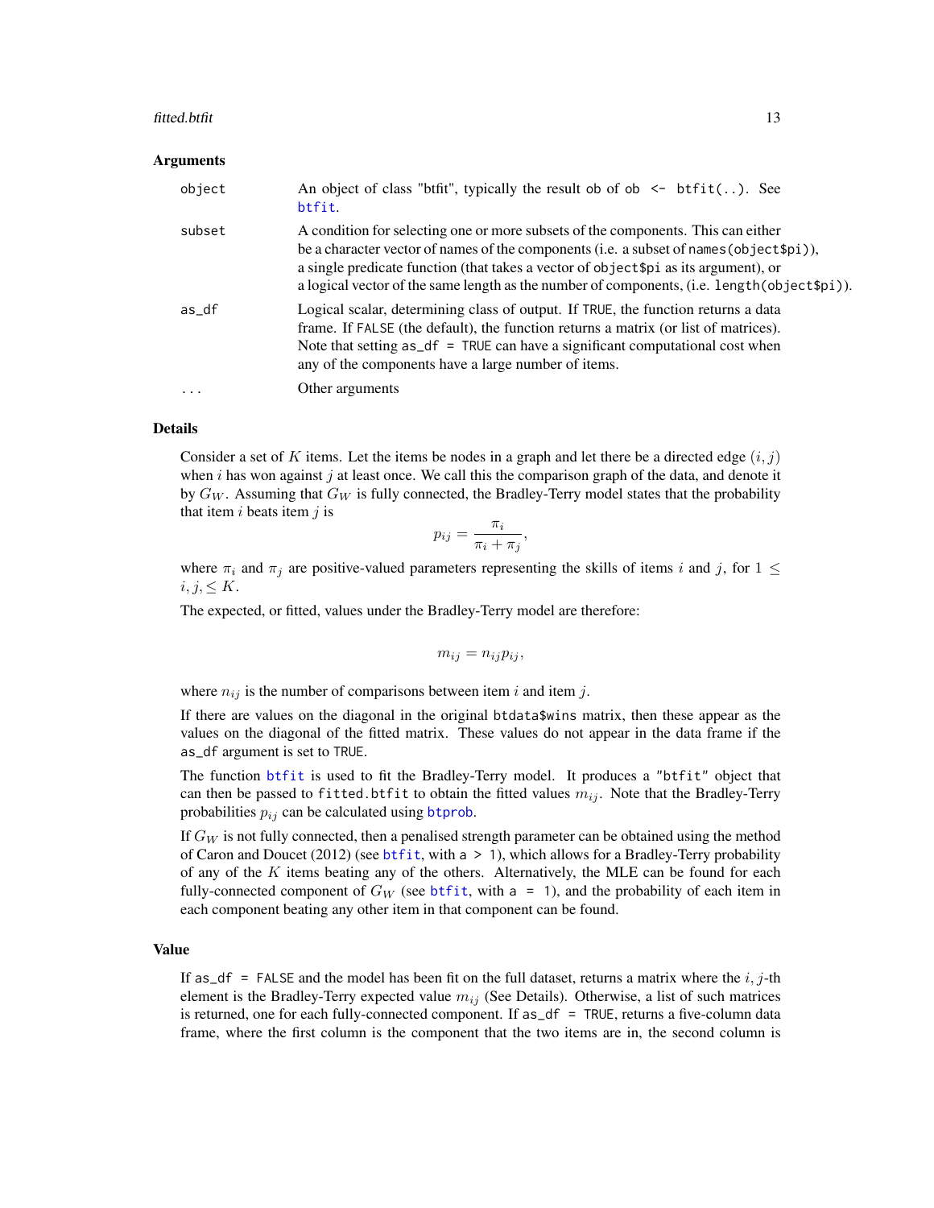## Arguments

| | |
|---|---|
| `object` | An object of class "btfit", typically the result `ob` of `ob <- btfit(..)`. See `btfit`. |
| `subset` | A condition for selecting one or more subsets of the components. This can either be a character vector of names of the components (i.e. a subset of `names(object$pi)`), a single predicate function (that takes a vector of `object$pi` as its argument), or a logical vector of the same length as the number of components, (i.e. `length(object$pi)`). |
| `as_df` | Logical scalar, determining class of output. If `TRUE`, the function returns a data frame. If `FALSE` (the default), the function returns a matrix (or list of matrices). Note that setting `as_df = TRUE` can have a significant computational cost when any of the components have a large number of items. |
| `...` | Other arguments |

## Details

Consider a set of $K$ items. Let the items be nodes in a graph and let there be a directed edge $(i, j)$ when $i$ has won against $j$ at least once. We call this the comparison graph of the data, and denote it by $G_W$. Assuming that $G_W$ is fully connected, the Bradley-Terry model states that the probability that item $i$ beats item $j$ is

$$p_{ij} = \frac{\pi_i}{\pi_i + \pi_j},$$

where $\pi_i$ and $\pi_j$ are positive-valued parameters representing the skills of items $i$ and $j$, for $1 \leq i, j, \leq K$.

The expected, or fitted, values under the Bradley-Terry model are therefore:

$$m_{ij} = n_{ij} p_{ij},$$

where $n_{ij}$ is the number of comparisons between item $i$ and item $j$.

If there are values on the diagonal in the original `btdata$wins` matrix, then these appear as the values on the diagonal of the fitted matrix. These values do not appear in the data frame if the `as_df` argument is set to `TRUE`.

The function `btfit` is used to fit the Bradley-Terry model. It produces a "btfit" object that can then be passed to `fitted.btfit` to obtain the fitted values $m_{ij}$. Note that the Bradley-Terry probabilities $p_{ij}$ can be calculated using `btprob`.

If $G_W$ is not fully connected, then a penalised strength parameter can be obtained using the method of Caron and Doucet (2012) (see `btfit`, with `a > 1`), which allows for a Bradley-Terry probability of any of the $K$ items beating any of the others. Alternatively, the MLE can be found for each fully-connected component of $G_W$ (see `btfit`, with `a = 1`), and the probability of each item in each component beating any other item in that component can be found.

## Value

If `as_df = FALSE` and the model has been fit on the full dataset, returns a matrix where the $i, j$-th element is the Bradley-Terry expected value $m_{ij}$ (See Details). Otherwise, a list of such matrices is returned, one for each fully-connected component. If `as_df = TRUE`, returns a five-column data frame, where the first column is the component that the two items are in, the second column is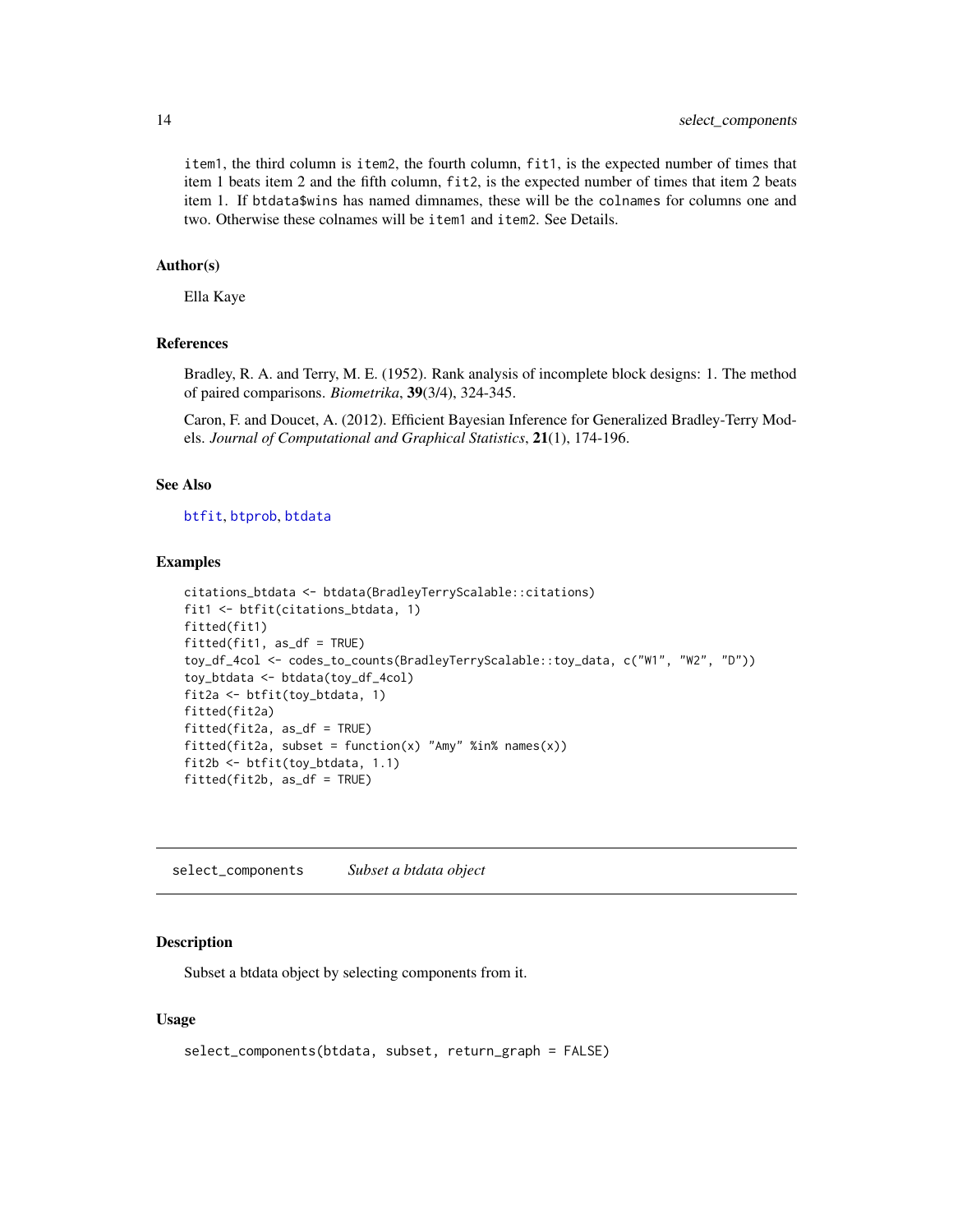item1, the third column is item2, the fourth column, fit1, is the expected number of times that item 1 beats item 2 and the fifth column, fit2, is the expected number of times that item 2 beats item 1. If btdata$wins has named dimnames, these will be the colnames for columns one and two. Otherwise these colnames will be item1 and item2. See Details.

### Author(s)

Ella Kaye

### References

Bradley, R. A. and Terry, M. E. (1952). Rank analysis of incomplete block designs: 1. The method of paired comparisons. *Biometrika*, **39**(3/4), 324-345.

Caron, F. and Doucet, A. (2012). Efficient Bayesian Inference for Generalized Bradley-Terry Models. *Journal of Computational and Graphical Statistics*, **21**(1), 174-196.

### See Also

btfit, btprob, btdata

### Examples

```
citations_btdata <- btdata(BradleyTerryScalable::citations)
fit1 <- btfit(citations_btdata, 1)
fitted(fit1)
fitted(fit1, as_df = TRUE)
toy_df_4col <- codes_to_counts(BradleyTerryScalable::toy_data, c("W1", "W2", "D"))
toy_btdata <- btdata(toy_df_4col)
fit2a <- btfit(toy_btdata, 1)
fitted(fit2a)
fitted(fit2a, as_df = TRUE)
fitted(fit2a, subset = function(x) "Amy" %in% names(x))
fit2b <- btfit(toy_btdata, 1.1)
fitted(fit2b, as_df = TRUE)
```

## select_components *Subset a btdata object*

### Description

Subset a btdata object by selecting components from it.

### Usage

```
select_components(btdata, subset, return_graph = FALSE)
```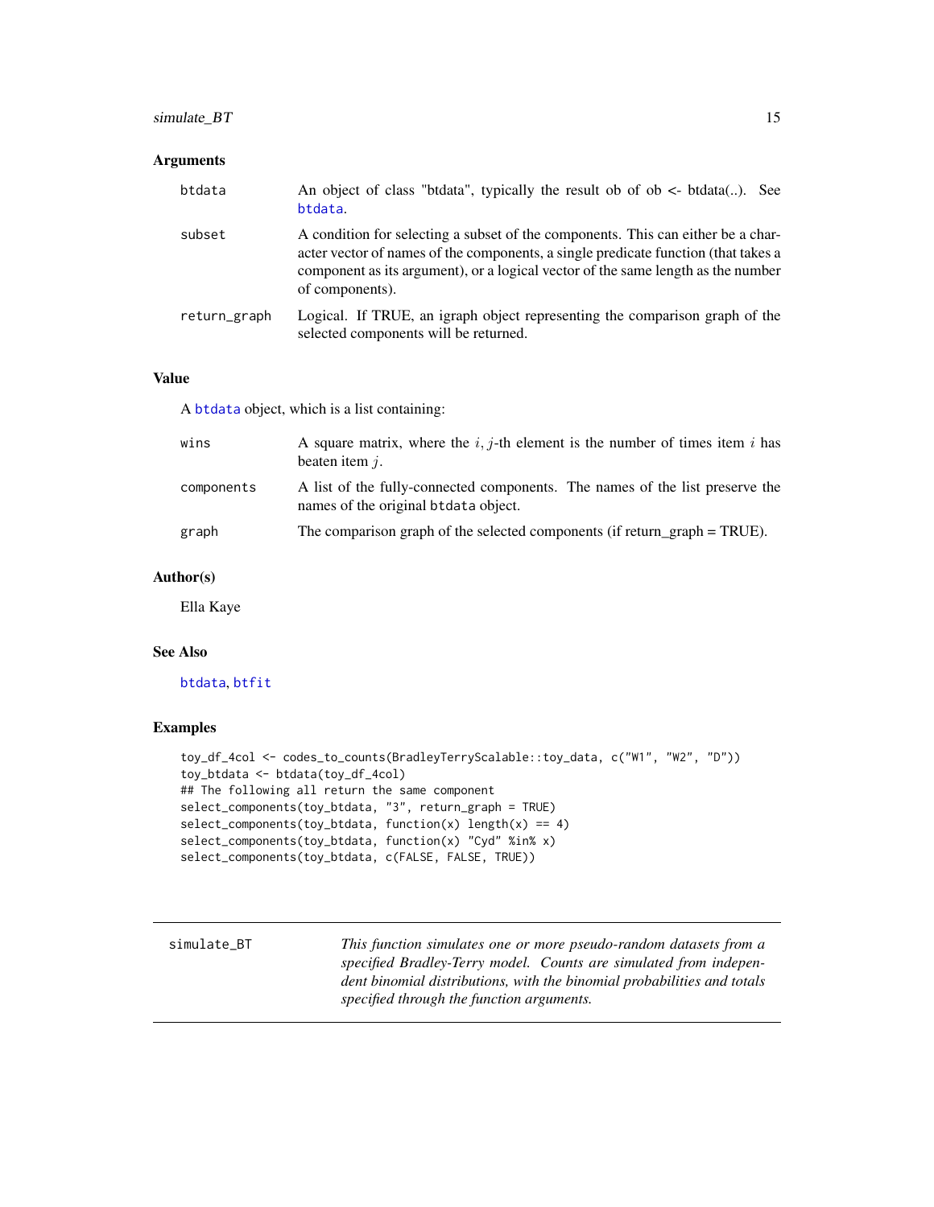## Arguments

| | |
|---|---|
| btdata | An object of class "btdata", typically the result ob of ob <- btdata(..). See btdata. |
| subset | A condition for selecting a subset of the components. This can either be a character vector of names of the components, a single predicate function (that takes a component as its argument), or a logical vector of the same length as the number of components). |
| return_graph | Logical. If TRUE, an igraph object representing the comparison graph of the selected components will be returned. |

## Value

A btdata object, which is a list containing:

| | |
|---|---|
| wins | A square matrix, where the $i, j$-th element is the number of times item $i$ has beaten item $j$. |
| components | A list of the fully-connected components. The names of the list preserve the names of the original btdata object. |
| graph | The comparison graph of the selected components (if return_graph = TRUE). |

## Author(s)

Ella Kaye

## See Also

btdata, btfit

## Examples

```
toy_df_4col <- codes_to_counts(BradleyTerryScalable::toy_data, c("W1", "W2", "D"))
toy_btdata <- btdata(toy_df_4col)
## The following all return the same component
select_components(toy_btdata, "3", return_graph = TRUE)
select_components(toy_btdata, function(x) length(x) == 4)
select_components(toy_btdata, function(x) "Cyd" %in% x)
select_components(toy_btdata, c(FALSE, FALSE, TRUE))
```

---

simulate_BT — *This function simulates one or more pseudo-random datasets from a specified Bradley-Terry model. Counts are simulated from independent binomial distributions, with the binomial probabilities and totals specified through the function arguments.*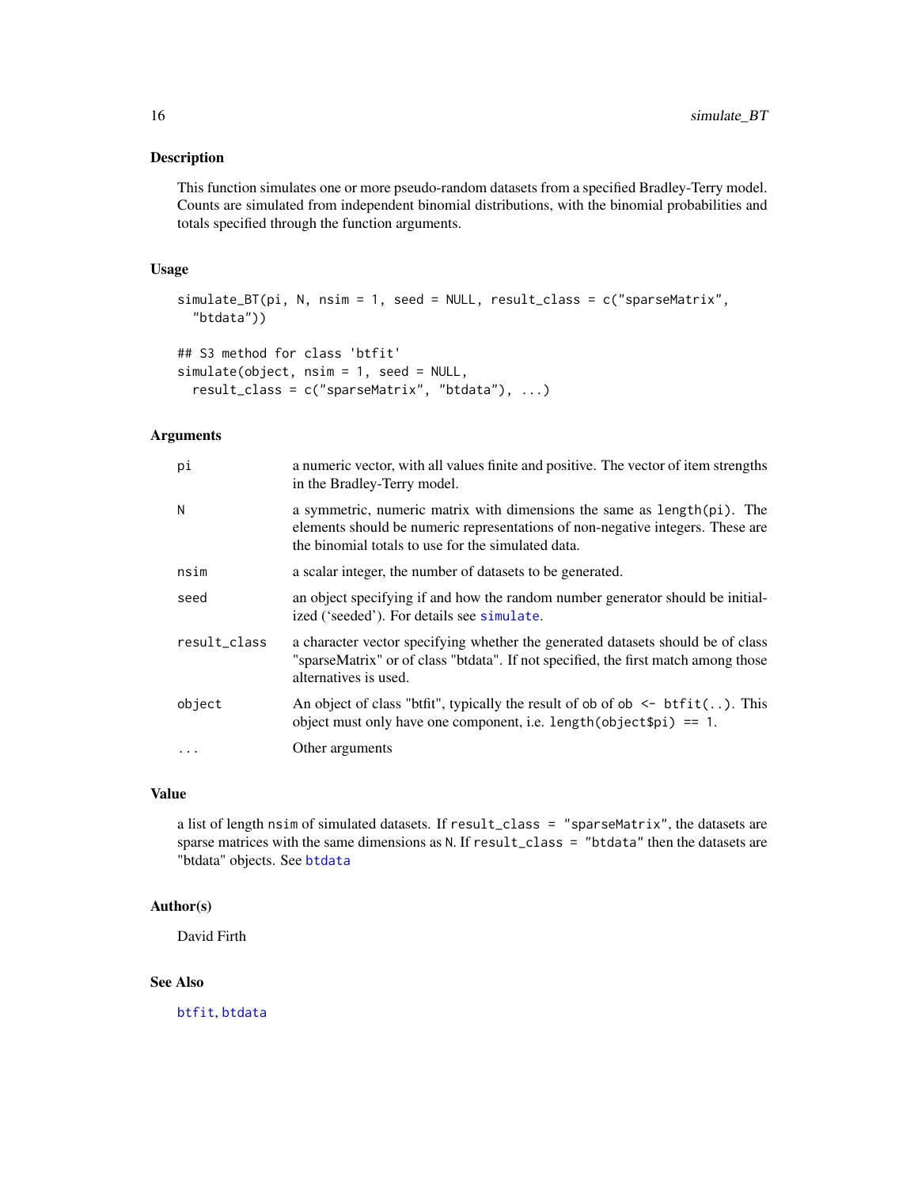### Description

This function simulates one or more pseudo-random datasets from a specified Bradley-Terry model. Counts are simulated from independent binomial distributions, with the binomial probabilities and totals specified through the function arguments.

### Usage

```
simulate_BT(pi, N, nsim = 1, seed = NULL, result_class = c("sparseMatrix",
  "btdata"))

## S3 method for class 'btfit'
simulate(object, nsim = 1, seed = NULL,
  result_class = c("sparseMatrix", "btdata"), ...)
```

### Arguments

| | |
|---|---|
| `pi` | a numeric vector, with all values finite and positive. The vector of item strengths in the Bradley-Terry model. |
| `N` | a symmetric, numeric matrix with dimensions the same as `length(pi)`. The elements should be numeric representations of non-negative integers. These are the binomial totals to use for the simulated data. |
| `nsim` | a scalar integer, the number of datasets to be generated. |
| `seed` | an object specifying if and how the random number generator should be initialized ('seeded'). For details see `simulate`. |
| `result_class` | a character vector specifying whether the generated datasets should be of class "sparseMatrix" or of class "btdata". If not specified, the first match among those alternatives is used. |
| `object` | An object of class "btfit", typically the result of ob of `ob <- btfit(..)`. This object must only have one component, i.e. `length(object$pi) == 1`. |
| `...` | Other arguments |

### Value

a list of length `nsim` of simulated datasets. If `result_class = "sparseMatrix"`, the datasets are sparse matrices with the same dimensions as `N`. If `result_class = "btdata"` then the datasets are "btdata" objects. See `btdata`

### Author(s)

David Firth

### See Also

`btfit`, `btdata`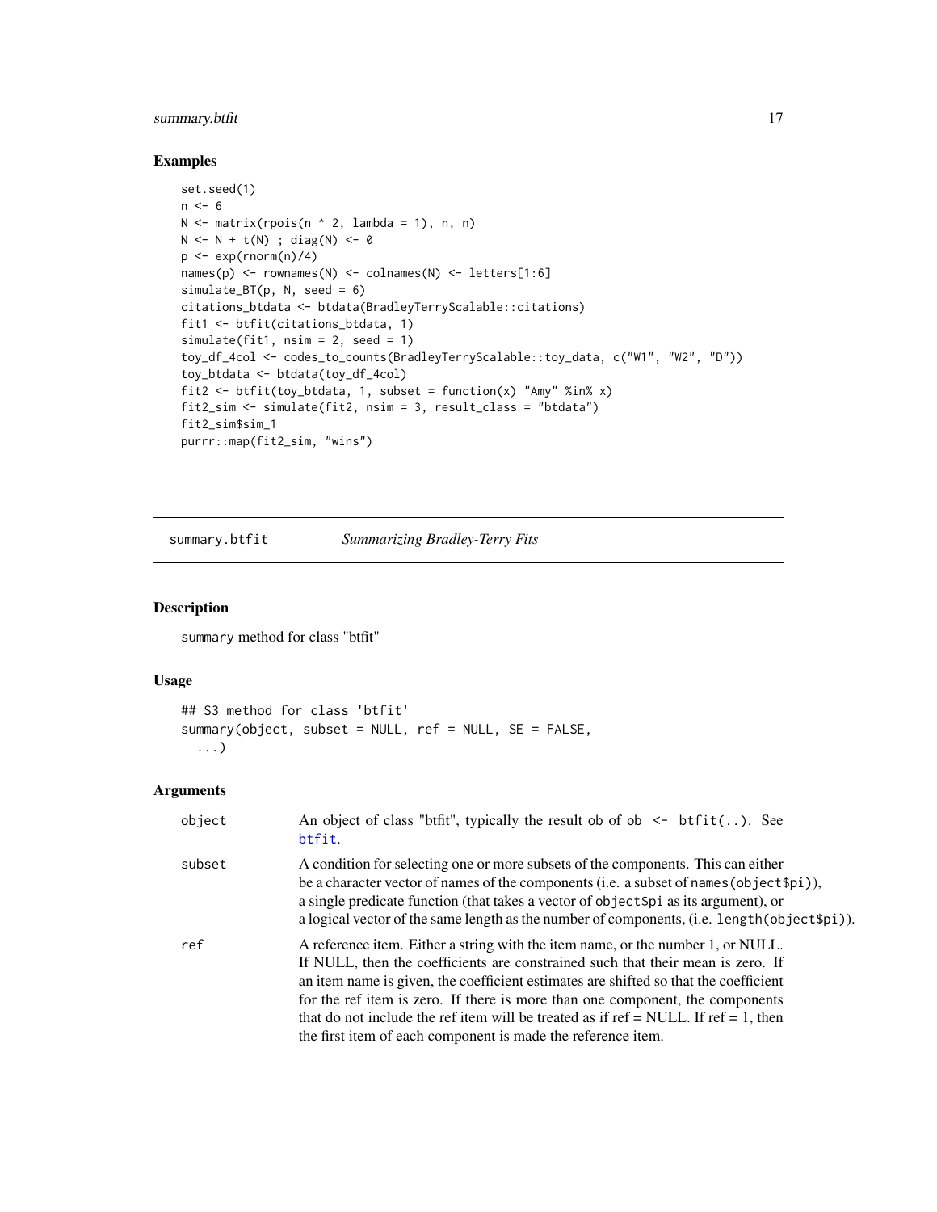## Examples

```
set.seed(1)
n <- 6
N <- matrix(rpois(n ^ 2, lambda = 1), n, n)
N <- N + t(N) ; diag(N) <- 0
p <- exp(rnorm(n)/4)
names(p) <- rownames(N) <- colnames(N) <- letters[1:6]
simulate_BT(p, N, seed = 6)
citations_btdata <- btdata(BradleyTerryScalable::citations)
fit1 <- btfit(citations_btdata, 1)
simulate(fit1, nsim = 2, seed = 1)
toy_df_4col <- codes_to_counts(BradleyTerryScalable::toy_data, c("W1", "W2", "D"))
toy_btdata <- btdata(toy_df_4col)
fit2 <- btfit(toy_btdata, 1, subset = function(x) "Amy" %in% x)
fit2_sim <- simulate(fit2, nsim = 3, result_class = "btdata")
fit2_sim$sim_1
purrr::map(fit2_sim, "wins")
```

---

# summary.btfit *Summarizing Bradley-Terry Fits*

## Description

`summary` method for class "btfit"

## Usage

```
## S3 method for class 'btfit'
summary(object, subset = NULL, ref = NULL, SE = FALSE,
  ...)
```

## Arguments

| | |
|---|---|
| `object` | An object of class "btfit", typically the result `ob` of `ob <- btfit(..)`. See `btfit`. |
| `subset` | A condition for selecting one or more subsets of the components. This can either be a character vector of names of the components (i.e. a subset of `names(object$pi)`), a single predicate function (that takes a vector of `object$pi` as its argument), or a logical vector of the same length as the number of components, (i.e. `length(object$pi)`). |
| `ref` | A reference item. Either a string with the item name, or the number 1, or NULL. If NULL, then the coefficients are constrained such that their mean is zero. If an item name is given, the coefficient estimates are shifted so that the coefficient for the ref item is zero. If there is more than one component, the components that do not include the ref item will be treated as if ref = NULL. If ref = 1, then the first item of each component is made the reference item. |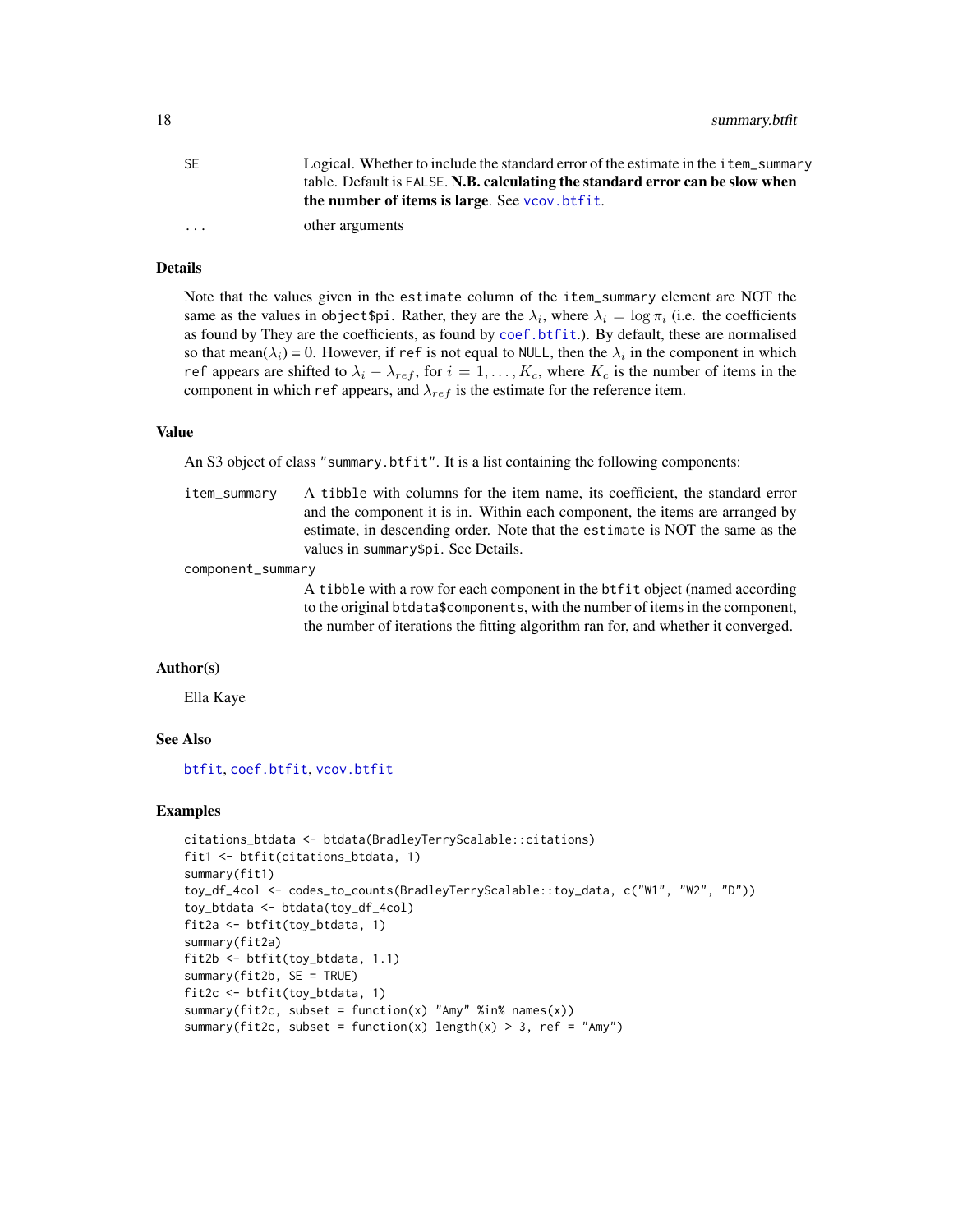| | |
|---|---|
| SE | Logical. Whether to include the standard error of the estimate in the item_summary table. Default is FALSE. **N.B. calculating the standard error can be slow when the number of items is large**. See vcov.btfit. |
| ... | other arguments |

## Details

Note that the values given in the estimate column of the item_summary element are NOT the same as the values in object$pi. Rather, they are the $\lambda_i$, where $\lambda_i = \log \pi_i$ (i.e. the coefficients as found by They are the coefficients, as found by coef.btfit.). By default, these are normalised so that mean($\lambda_i$) = 0. However, if ref is not equal to NULL, then the $\lambda_i$ in the component in which ref appears are shifted to $\lambda_i - \lambda_{ref}$, for $i = 1, \ldots, K_c$, where $K_c$ is the number of items in the component in which ref appears, and $\lambda_{ref}$ is the estimate for the reference item.

## Value

An S3 object of class "summary.btfit". It is a list containing the following components:

| | |
|---|---|
| item_summary | A tibble with columns for the item name, its coefficient, the standard error and the component it is in. Within each component, the items are arranged by estimate, in descending order. Note that the estimate is NOT the same as the values in summary$pi. See Details. |
| component_summary | A tibble with a row for each component in the btfit object (named according to the original btdata$components, with the number of items in the component, the number of iterations the fitting algorithm ran for, and whether it converged. |

## Author(s)

Ella Kaye

## See Also

btfit, coef.btfit, vcov.btfit

## Examples

```
citations_btdata <- btdata(BradleyTerryScalable::citations)
fit1 <- btfit(citations_btdata, 1)
summary(fit1)
toy_df_4col <- codes_to_counts(BradleyTerryScalable::toy_data, c("W1", "W2", "D"))
toy_btdata <- btdata(toy_df_4col)
fit2a <- btfit(toy_btdata, 1)
summary(fit2a)
fit2b <- btfit(toy_btdata, 1.1)
summary(fit2b, SE = TRUE)
fit2c <- btfit(toy_btdata, 1)
summary(fit2c, subset = function(x) "Amy" %in% names(x))
summary(fit2c, subset = function(x) length(x) > 3, ref = "Amy")
```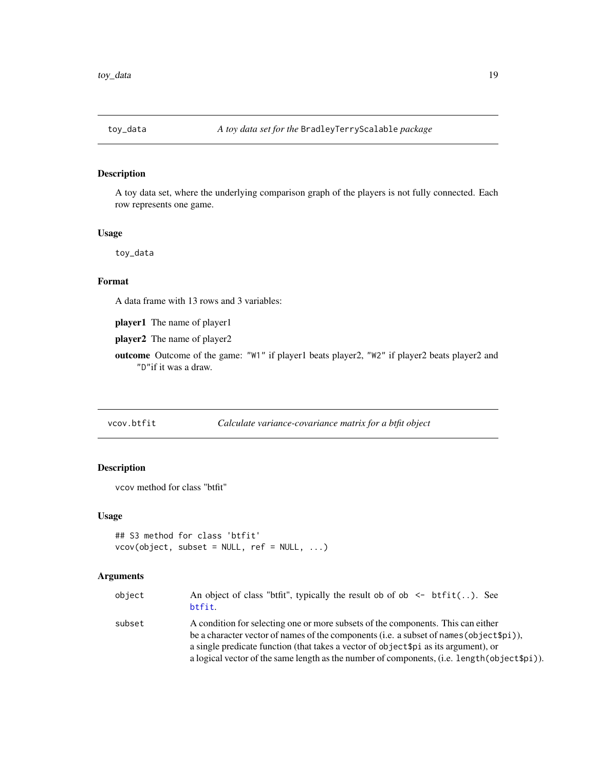## toy_data — *A toy data set for the* BradleyTerryScalable *package*

### Description

A toy data set, where the underlying comparison graph of the players is not fully connected. Each row represents one game.

### Usage

```
toy_data
```

### Format

A data frame with 13 rows and 3 variables:

**player1** The name of player1

**player2** The name of player2

**outcome** Outcome of the game: "W1" if player1 beats player2, "W2" if player2 beats player2 and "D"if it was a draw.

## vcov.btfit — *Calculate variance-covariance matrix for a btfit object*

### Description

vcov method for class "btfit"

### Usage

```
## S3 method for class 'btfit'
vcov(object, subset = NULL, ref = NULL, ...)
```

### Arguments

| | |
|---|---|
| object | An object of class "btfit", typically the result ob of ob <- btfit(..). See btfit. |
| subset | A condition for selecting one or more subsets of the components. This can either be a character vector of names of the components (i.e. a subset of names(object$pi)), a single predicate function (that takes a vector of object$pi as its argument), or a logical vector of the same length as the number of components, (i.e. length(object$pi)). |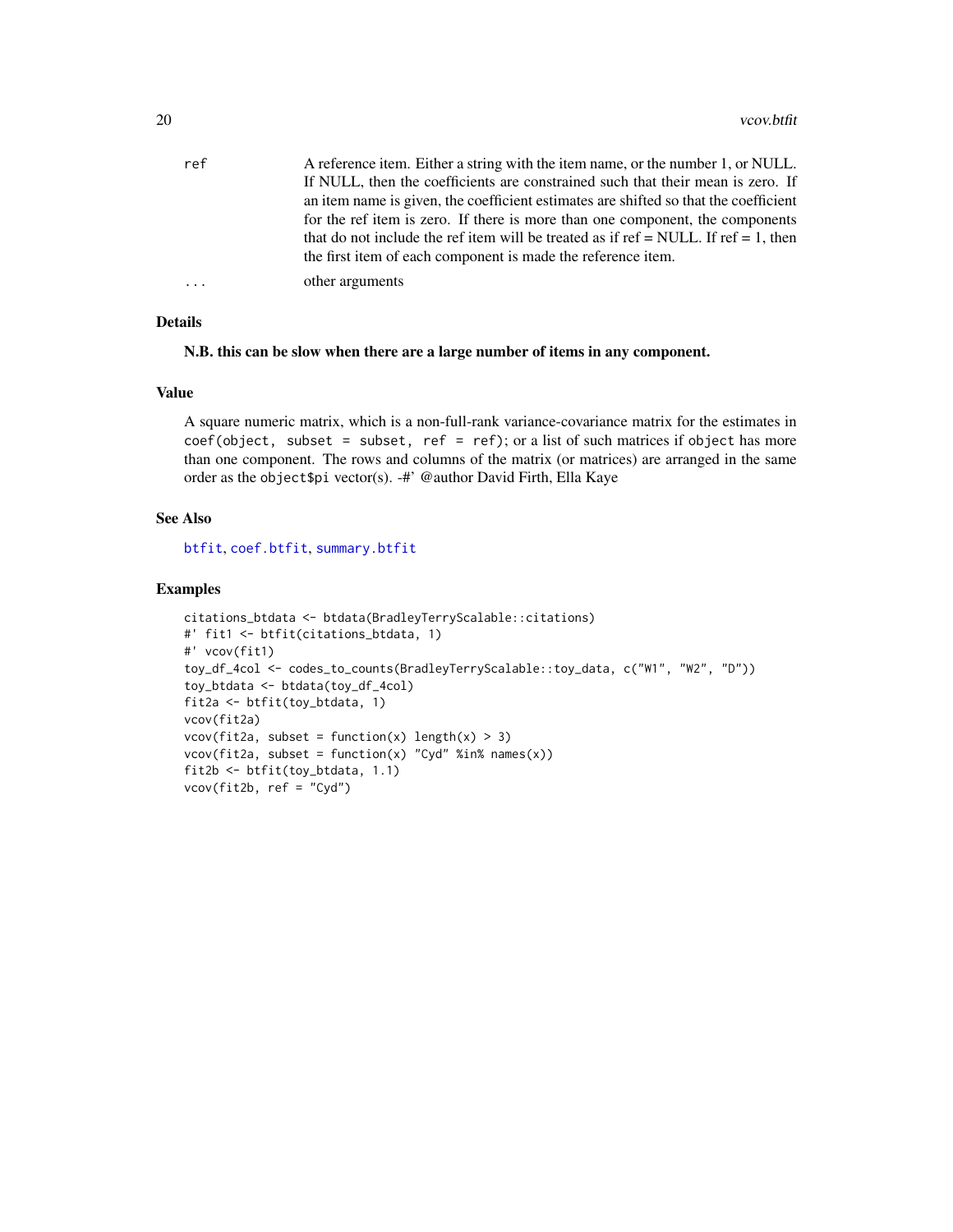| | |
|---|---|
| `ref` | A reference item. Either a string with the item name, or the number 1, or NULL. If NULL, then the coefficients are constrained such that their mean is zero. If an item name is given, the coefficient estimates are shifted so that the coefficient for the ref item is zero. If there is more than one component, the components that do not include the ref item will be treated as if ref = NULL. If ref = 1, then the first item of each component is made the reference item. |
| `...` | other arguments |

## Details

**N.B. this can be slow when there are a large number of items in any component.**

## Value

A square numeric matrix, which is a non-full-rank variance-covariance matrix for the estimates in `coef(object, subset = subset, ref = ref)`; or a list of such matrices if `object` has more than one component. The rows and columns of the matrix (or matrices) are arranged in the same order as the `object$pi` vector(s). -#' @author David Firth, Ella Kaye

## See Also

`btfit`, `coef.btfit`, `summary.btfit`

## Examples

```
citations_btdata <- btdata(BradleyTerryScalable::citations)
#' fit1 <- btfit(citations_btdata, 1)
#' vcov(fit1)
toy_df_4col <- codes_to_counts(BradleyTerryScalable::toy_data, c("W1", "W2", "D"))
toy_btdata <- btdata(toy_df_4col)
fit2a <- btfit(toy_btdata, 1)
vcov(fit2a)
vcov(fit2a, subset = function(x) length(x) > 3)
vcov(fit2a, subset = function(x) "Cyd" %in% names(x))
fit2b <- btfit(toy_btdata, 1.1)
vcov(fit2b, ref = "Cyd")
```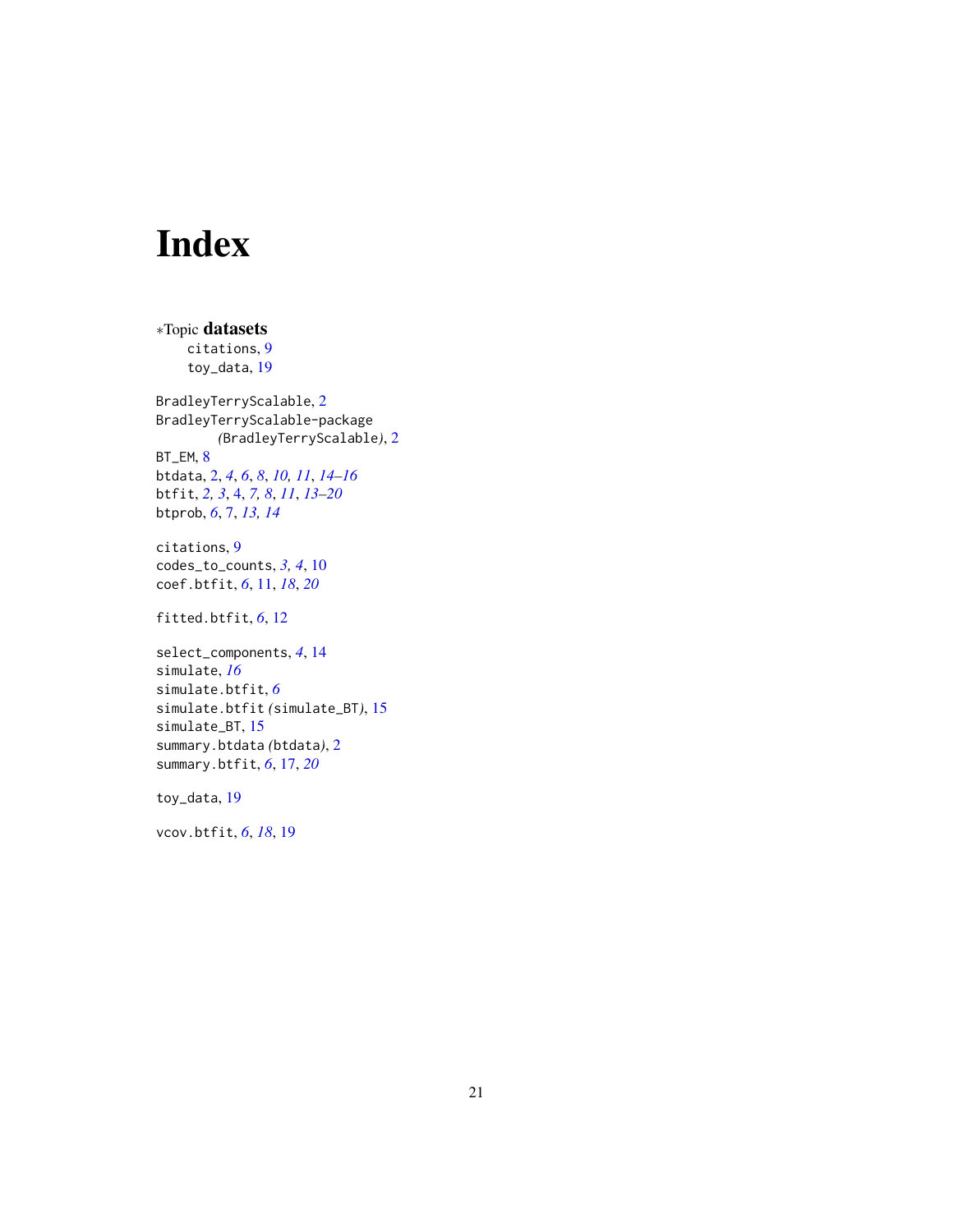# Index

∗Topic **datasets**

citations, 9
toy_data, 19

BradleyTerryScalable, 2
BradleyTerryScalable-package (BradleyTerryScalable), 2
BT_EM, 8
btdata, 2, *4*, *6*, *8*, *10, 11*, *14–16*
btfit, *2, 3*, 4, *7, 8*, *11*, *13–20*
btprob, *6*, 7, *13, 14*

citations, 9
codes_to_counts, *3, 4*, 10
coef.btfit, *6*, 11, *18*, *20*

fitted.btfit, *6*, 12

select_components, *4*, 14
simulate, *16*
simulate.btfit, *6*
simulate.btfit (simulate_BT), 15
simulate_BT, 15
summary.btdata (btdata), 2
summary.btfit, *6*, 17, *20*

toy_data, 19

vcov.btfit, *6*, *18*, 19